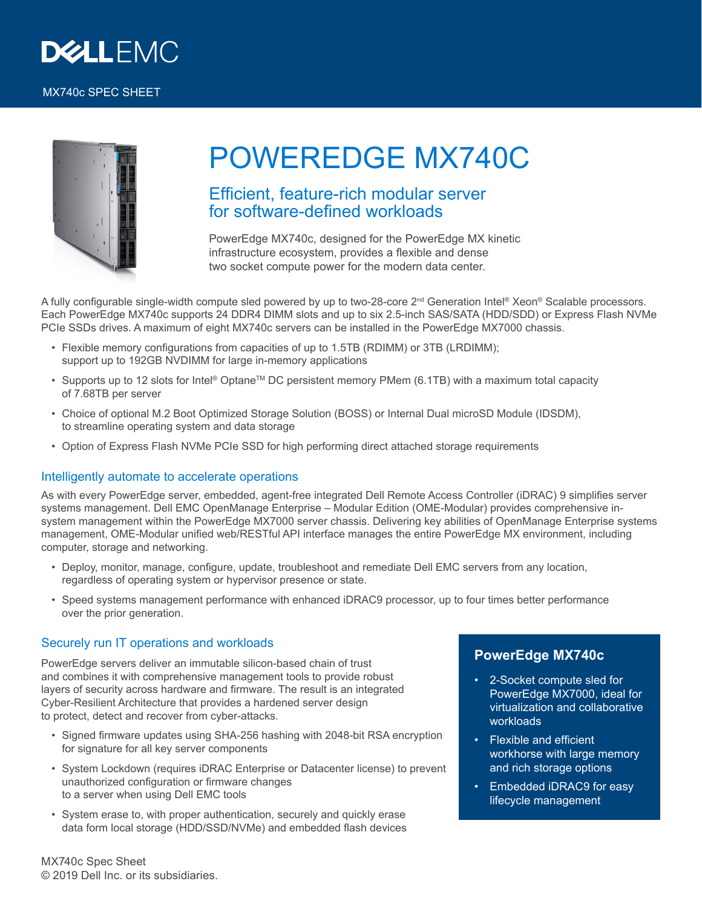MX740c SPEC SHEET

# POWEREDGE MX740C

## Efficient, feature-rich modular server for software-defined workloads

PowerEdge MX740c, designed for the PowerEdge MX kinetic infrastructure ecosystem, provides a flexible and dense two socket compute power for the modern data center.

A fully configurable single-width compute sled powered by up to two-28-core 2nd Generation Intel® Xeon® Scalable processors. Each PowerEdge MX740c supports 24 DDR4 DIMM slots and up to six 2.5-inch SAS/SATA (HDD/SDD) or Express Flash NVMe PCIe SSDs drives. A maximum of eight MX740c servers can be installed in the PowerEdge MX7000 chassis.

- Flexible memory configurations from capacities of up to 1.5TB (RDIMM) or 3TB (LRDIMM); support up to 192GB NVDIMM for large in-memory applications
- Supports up to 12 slots for Intel® Optane™ DC persistent memory PMem (6.1TB) with a maximum total capacity of 7.68TB per server
- Choice of optional M.2 Boot Optimized Storage Solution (BOSS) or Internal Dual microSD Module (IDSDM), to streamline operating system and data storage
- Option of Express Flash NVMe PCIe SSD for high performing direct attached storage requirements

### Intelligently automate to accelerate operations

As with every PowerEdge server, embedded, agent-free integrated Dell Remote Access Controller (iDRAC) 9 simplifies server systems management. Dell EMC OpenManage Enterprise – Modular Edition (OME-Modular) provides comprehensive in-system management within the PowerEdge MX7000 server chassis. Delivering key abilities of OpenManage Enterprise systems management, OME-Modular unified web/RESTful API interface manages the entire PowerEdge MX environment, including computer, storage and networking.

- Deploy, monitor, manage, configure, update, troubleshoot and remediate Dell EMC servers from any location, regardless of operating system or hypervisor presence or state.
- Speed systems management performance with enhanced iDRAC9 processor, up to four times better performance over the prior generation.

### Securely run IT operations and workloads

PowerEdge servers deliver an immutable silicon-based chain of trust and combines it with comprehensive management tools to provide robust layers of security across hardware and firmware. The result is an integrated Cyber-Resilient Architecture that provides a hardened server design to protect, detect and recover from cyber-attacks.

- Signed firmware updates using SHA-256 hashing with 2048-bit RSA encryption for signature for all key server components
- System Lockdown (requires iDRAC Enterprise or Datacenter license) to prevent unauthorized configuration or firmware changes to a server when using Dell EMC tools
- System erase to, with proper authentication, securely and quickly erase data form local storage (HDD/SSD/NVMe) and embedded flash devices

### PowerEdge MX740c

- 2-Socket compute sled for PowerEdge MX7000, ideal for virtualization and collaborative workloads
- Flexible and efficient workhorse with large memory and rich storage options
- Embedded iDRAC9 for easy lifecycle management

MX740c Spec Sheet
© 2019 Dell Inc. or its subsidiaries.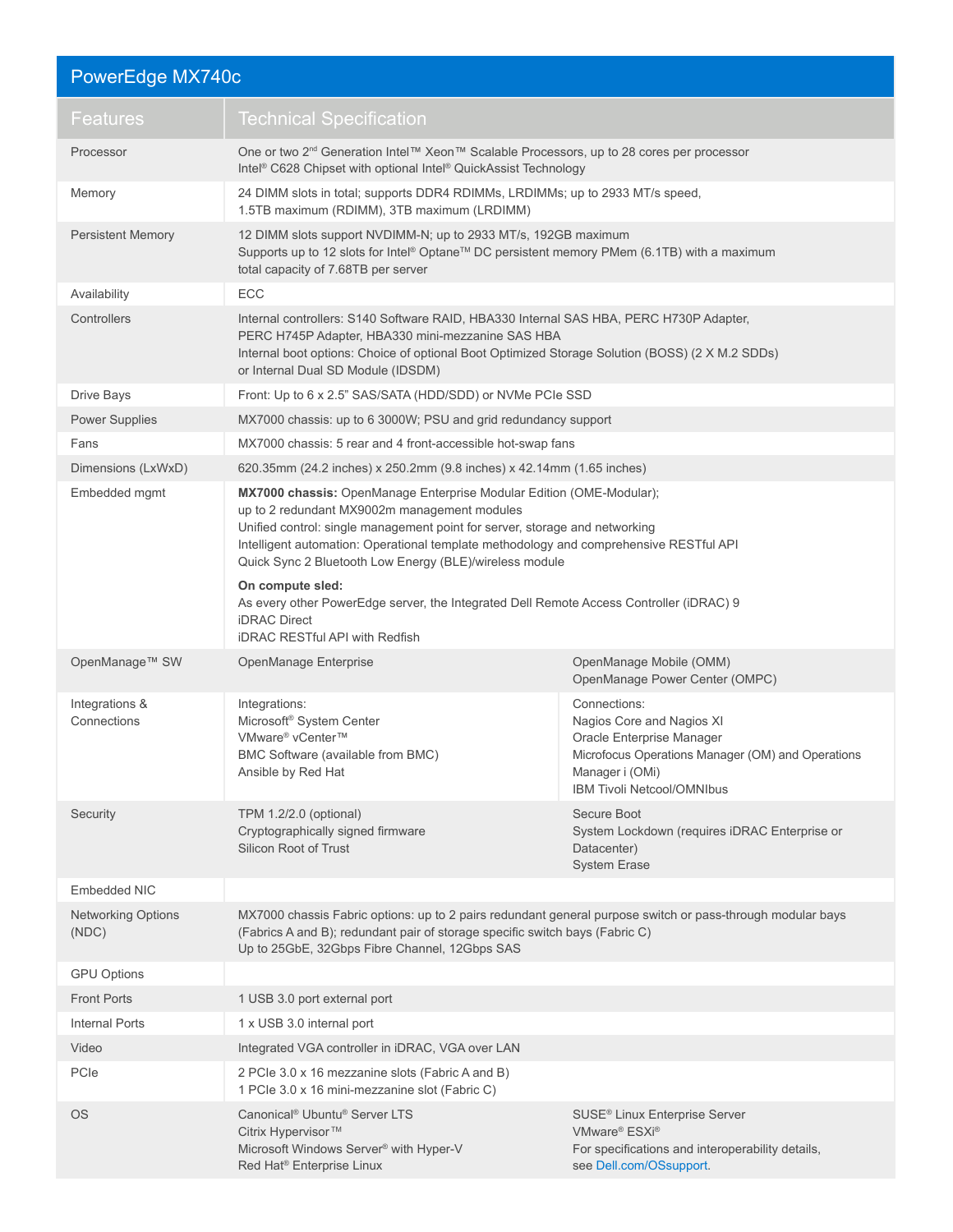## PowerEdge MX740c

| Features | Technical Specification | |
|---|---|---|
| Processor | One or two 2nd Generation Intel™ Xeon™ Scalable Processors, up to 28 cores per processor<br>Intel® C628 Chipset with optional Intel® QuickAssist Technology | |
| Memory | 24 DIMM slots in total; supports DDR4 RDIMMs, LRDIMMs; up to 2933 MT/s speed,<br>1.5TB maximum (RDIMM), 3TB maximum (LRDIMM) | |
| Persistent Memory | 12 DIMM slots support NVDIMM-N; up to 2933 MT/s, 192GB maximum<br>Supports up to 12 slots for Intel® Optane™ DC persistent memory PMem (6.1TB) with a maximum total capacity of 7.68TB per server | |
| Availability | ECC | |
| Controllers | Internal controllers: S140 Software RAID, HBA330 Internal SAS HBA, PERC H730P Adapter, PERC H745P Adapter, HBA330 mini-mezzanine SAS HBA<br>Internal boot options: Choice of optional Boot Optimized Storage Solution (BOSS) (2 X M.2 SDDs) or Internal Dual SD Module (IDSDM) | |
| Drive Bays | Front: Up to 6 x 2.5" SAS/SATA (HDD/SDD) or NVMe PCIe SSD | |
| Power Supplies | MX7000 chassis: up to 6 3000W; PSU and grid redundancy support | |
| Fans | MX7000 chassis: 5 rear and 4 front-accessible hot-swap fans | |
| Dimensions (LxWxD) | 620.35mm (24.2 inches) x 250.2mm (9.8 inches) x 42.14mm (1.65 inches) | |
| Embedded mgmt | **MX7000 chassis:** OpenManage Enterprise Modular Edition (OME-Modular);<br>up to 2 redundant MX9002m management modules<br>Unified control: single management point for server, storage and networking<br>Intelligent automation: Operational template methodology and comprehensive RESTful API<br>Quick Sync 2 Bluetooth Low Energy (BLE)/wireless module<br>**On compute sled:**<br>As every other PowerEdge server, the Integrated Dell Remote Access Controller (iDRAC) 9<br>iDRAC Direct<br>iDRAC RESTful API with Redfish | |
| OpenManage™ SW | OpenManage Enterprise | OpenManage Mobile (OMM)<br>OpenManage Power Center (OMPC) |
| Integrations & Connections | Integrations:<br>Microsoft® System Center<br>VMware® vCenter™<br>BMC Software (available from BMC)<br>Ansible by Red Hat | Connections:<br>Nagios Core and Nagios XI<br>Oracle Enterprise Manager<br>Microfocus Operations Manager (OM) and Operations Manager i (OMi)<br>IBM Tivoli Netcool/OMNIbus |
| Security | TPM 1.2/2.0 (optional)<br>Cryptographically signed firmware<br>Silicon Root of Trust | Secure Boot<br>System Lockdown (requires iDRAC Enterprise or Datacenter)<br>System Erase |
| Embedded NIC | | |
| Networking Options (NDC) | MX7000 chassis Fabric options: up to 2 pairs redundant general purpose switch or pass-through modular bays (Fabrics A and B); redundant pair of storage specific switch bays (Fabric C)<br>Up to 25GbE, 32Gbps Fibre Channel, 12Gbps SAS | |
| GPU Options | | |
| Front Ports | 1 USB 3.0 port external port | |
| Internal Ports | 1 x USB 3.0 internal port | |
| Video | Integrated VGA controller in iDRAC, VGA over LAN | |
| PCIe | 2 PCIe 3.0 x 16 mezzanine slots (Fabric A and B)<br>1 PCIe 3.0 x 16 mini-mezzanine slot (Fabric C) | |
| OS | Canonical® Ubuntu® Server LTS<br>Citrix Hypervisor™<br>Microsoft Windows Server® with Hyper-V<br>Red Hat® Enterprise Linux | SUSE® Linux Enterprise Server<br>VMware® ESXi®<br>For specifications and interoperability details, see Dell.com/OSsupport. |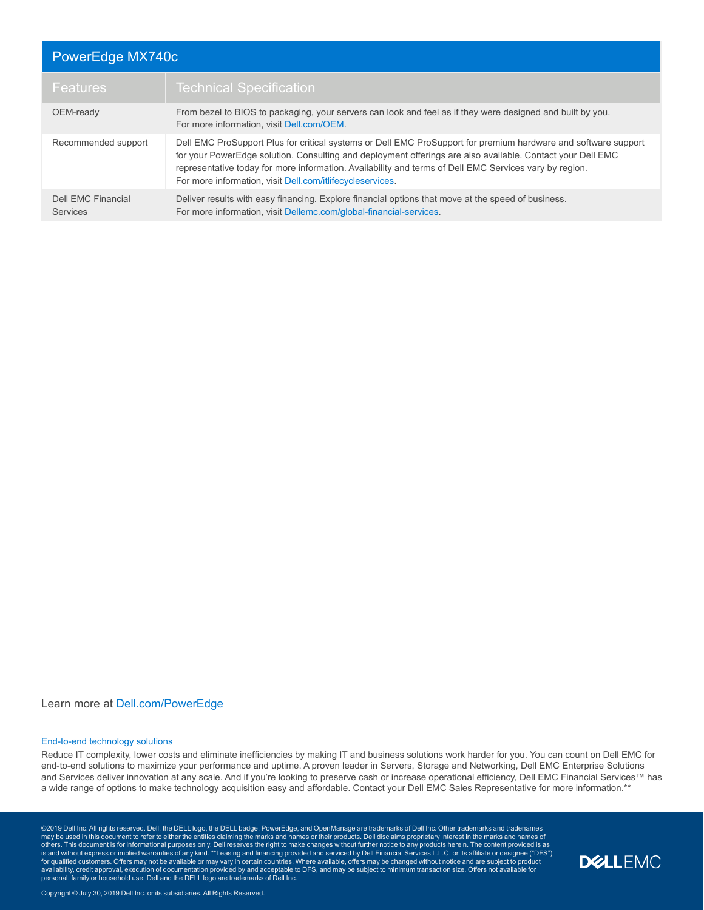## PowerEdge MX740c

| Features | Technical Specification |
|---|---|
| OEM-ready | From bezel to BIOS to packaging, your servers can look and feel as if they were designed and built by you. For more information, visit Dell.com/OEM. |
| Recommended support | Dell EMC ProSupport Plus for critical systems or Dell EMC ProSupport for premium hardware and software support for your PowerEdge solution. Consulting and deployment offerings are also available. Contact your Dell EMC representative today for more information. Availability and terms of Dell EMC Services vary by region. For more information, visit Dell.com/itlifecycleservices. |
| Dell EMC Financial Services | Deliver results with easy financing. Explore financial options that move at the speed of business. For more information, visit Dellemc.com/global-financial-services. |

Learn more at Dell.com/PowerEdge

### End-to-end technology solutions

Reduce IT complexity, lower costs and eliminate inefficiencies by making IT and business solutions work harder for you. You can count on Dell EMC for end-to-end solutions to maximize your performance and uptime. A proven leader in Servers, Storage and Networking, Dell EMC Enterprise Solutions and Services deliver innovation at any scale. And if you're looking to preserve cash or increase operational efficiency, Dell EMC Financial Services™ has a wide range of options to make technology acquisition easy and affordable. Contact your Dell EMC Sales Representative for more information.**

©2019 Dell Inc. All rights reserved. Dell, the DELL logo, the DELL badge, PowerEdge, and OpenManage are trademarks of Dell Inc. Other trademarks and tradenames may be used in this document to refer to either the entities claiming the marks and names or their products. Dell disclaims proprietary interest in the marks and names of others. This document is for informational purposes only. Dell reserves the right to make changes without further notice to any products herein. The content provided is as is and without express or implied warranties of any kind. **Leasing and financing provided and serviced by Dell Financial Services L.L.C. or its affiliate or designee ("DFS") for qualified customers. Offers may not be available or may vary in certain countries. Where available, offers may be changed without notice and are subject to product availability, credit approval, execution of documentation provided by and acceptable to DFS, and may be subject to minimum transaction size. Offers not available for personal, family or household use. Dell and the DELL logo are trademarks of Dell Inc.

DELL EMC

Copyright © July 30, 2019 Dell Inc. or its subsidiaries. All Rights Reserved.